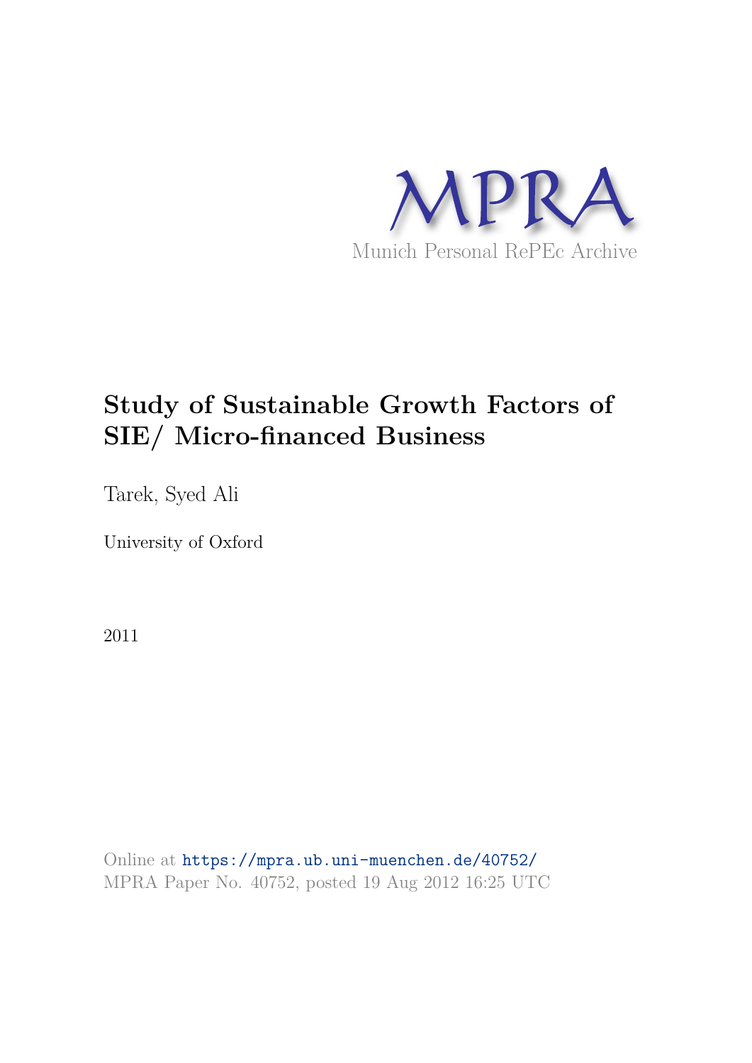MPRA

Munich Personal RePEc Archive

# Study of Sustainable Growth Factors of SIE/ Micro-financed Business

Tarek, Syed Ali

University of Oxford

2011

Online at https://mpra.ub.uni-muenchen.de/40752/
MPRA Paper No. 40752, posted 19 Aug 2012 16:25 UTC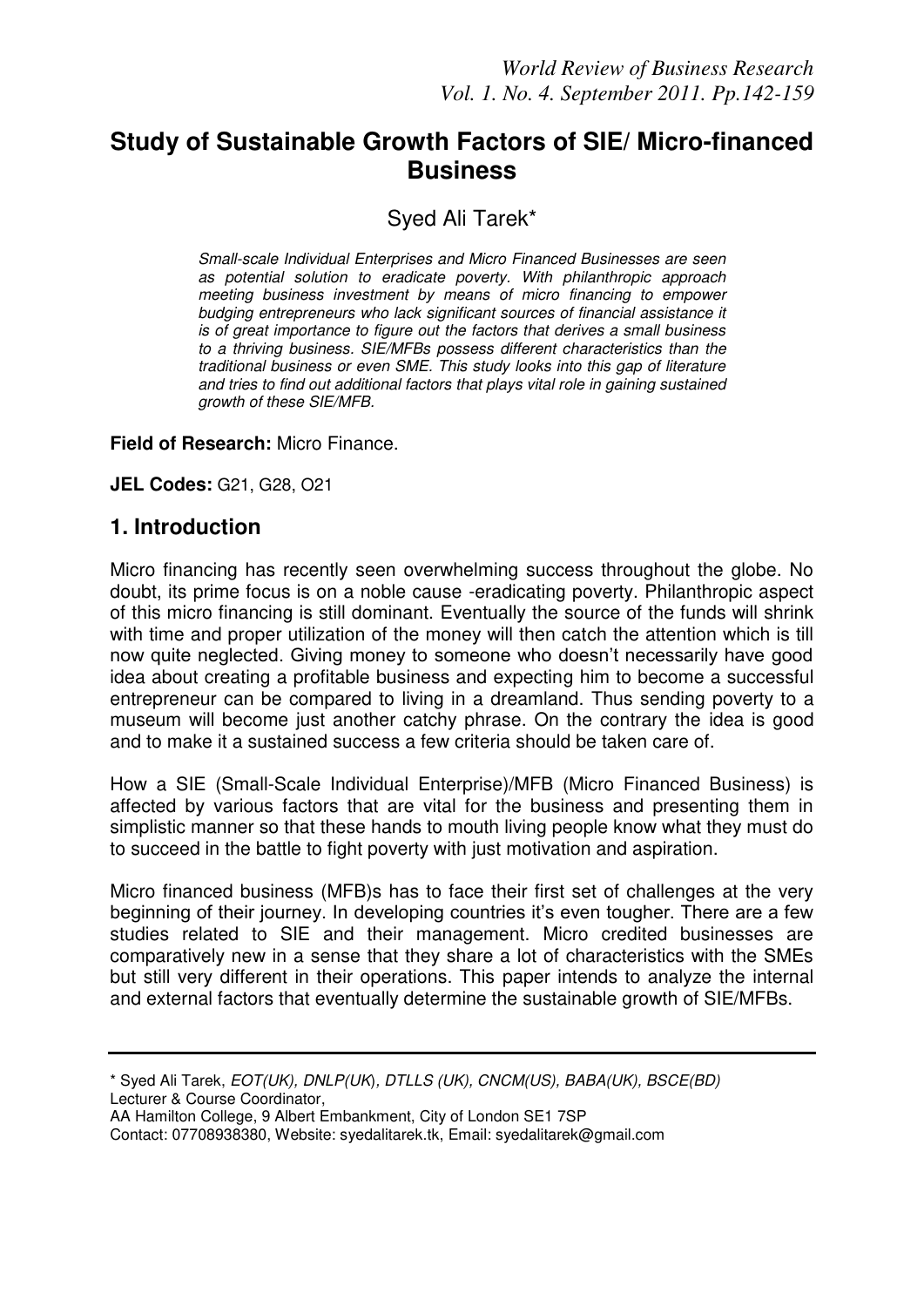# Study of Sustainable Growth Factors of SIE/ Micro-financed Business

Syed Ali Tarek*

*Small-scale Individual Enterprises and Micro Financed Businesses are seen as potential solution to eradicate poverty. With philanthropic approach meeting business investment by means of micro financing to empower budging entrepreneurs who lack significant sources of financial assistance it is of great importance to figure out the factors that derives a small business to a thriving business. SIE/MFBs possess different characteristics than the traditional business or even SME. This study looks into this gap of literature and tries to find out additional factors that plays vital role in gaining sustained growth of these SIE/MFB.*

**Field of Research:** Micro Finance.

**JEL Codes:** G21, G28, O21

## 1. Introduction

Micro financing has recently seen overwhelming success throughout the globe. No doubt, its prime focus is on a noble cause -eradicating poverty. Philanthropic aspect of this micro financing is still dominant. Eventually the source of the funds will shrink with time and proper utilization of the money will then catch the attention which is till now quite neglected. Giving money to someone who doesn't necessarily have good idea about creating a profitable business and expecting him to become a successful entrepreneur can be compared to living in a dreamland. Thus sending poverty to a museum will become just another catchy phrase. On the contrary the idea is good and to make it a sustained success a few criteria should be taken care of.

How a SIE (Small-Scale Individual Enterprise)/MFB (Micro Financed Business) is affected by various factors that are vital for the business and presenting them in simplistic manner so that these hands to mouth living people know what they must do to succeed in the battle to fight poverty with just motivation and aspiration.

Micro financed business (MFB)s has to face their first set of challenges at the very beginning of their journey. In developing countries it's even tougher. There are a few studies related to SIE and their management. Micro credited businesses are comparatively new in a sense that they share a lot of characteristics with the SMEs but still very different in their operations. This paper intends to analyze the internal and external factors that eventually determine the sustainable growth of SIE/MFBs.

---

* Syed Ali Tarek, *EOT(UK), DNLP(UK), DTLLS (UK), CNCM(US), BABA(UK), BSCE(BD)*
Lecturer & Course Coordinator,
AA Hamilton College, 9 Albert Embankment, City of London SE1 7SP
Contact: 07708938380, Website: syedalitarek.tk, Email: syedalitarek@gmail.com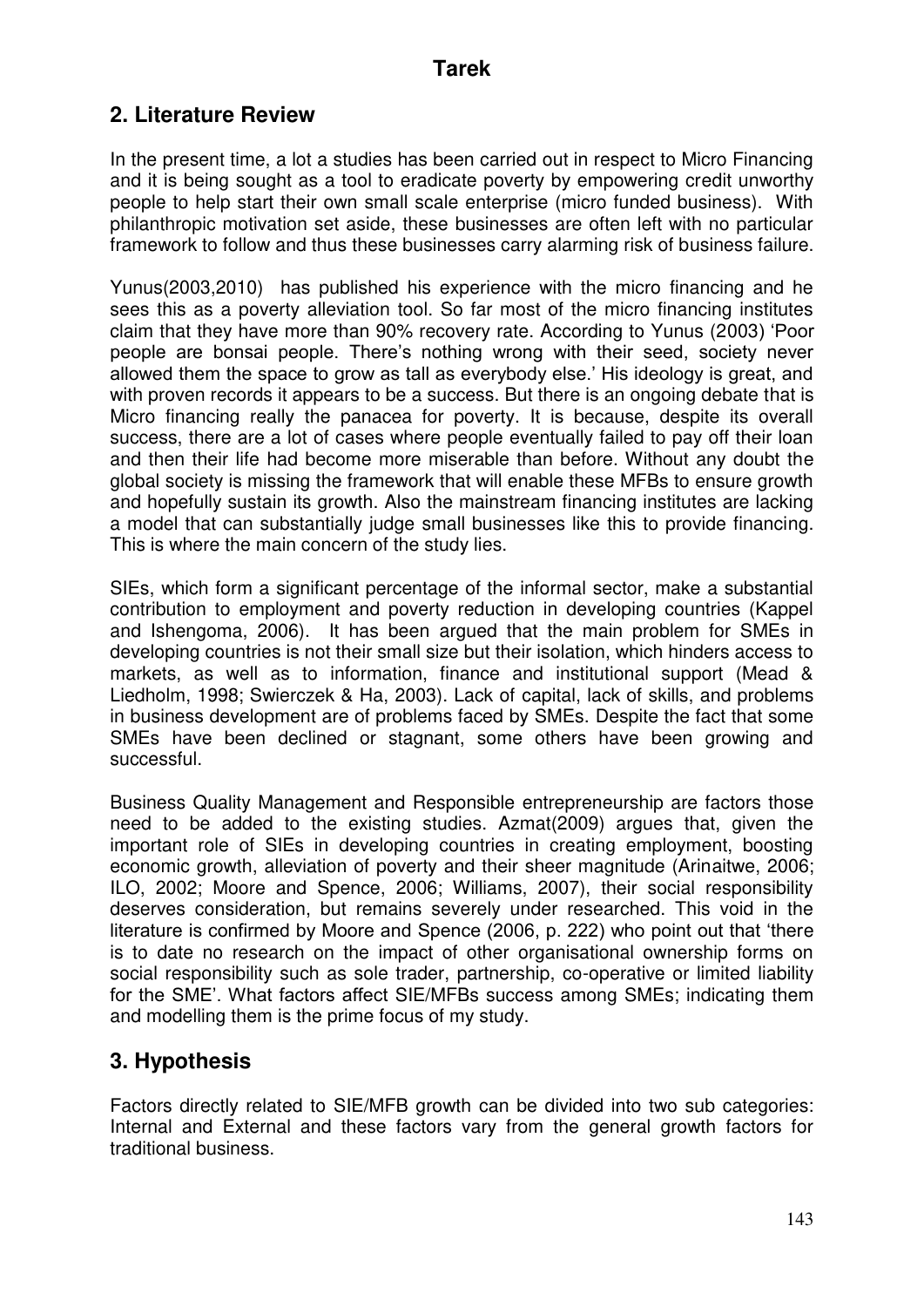## 2. Literature Review

In the present time, a lot a studies has been carried out in respect to Micro Financing and it is being sought as a tool to eradicate poverty by empowering credit unworthy people to help start their own small scale enterprise (micro funded business). With philanthropic motivation set aside, these businesses are often left with no particular framework to follow and thus these businesses carry alarming risk of business failure.

Yunus(2003,2010) has published his experience with the micro financing and he sees this as a poverty alleviation tool. So far most of the micro financing institutes claim that they have more than 90% recovery rate. According to Yunus (2003) 'Poor people are bonsai people. There's nothing wrong with their seed, society never allowed them the space to grow as tall as everybody else.' His ideology is great, and with proven records it appears to be a success. But there is an ongoing debate that is Micro financing really the panacea for poverty. It is because, despite its overall success, there are a lot of cases where people eventually failed to pay off their loan and then their life had become more miserable than before. Without any doubt the global society is missing the framework that will enable these MFBs to ensure growth and hopefully sustain its growth. Also the mainstream financing institutes are lacking a model that can substantially judge small businesses like this to provide financing. This is where the main concern of the study lies.

SIEs, which form a significant percentage of the informal sector, make a substantial contribution to employment and poverty reduction in developing countries (Kappel and Ishengoma, 2006). It has been argued that the main problem for SMEs in developing countries is not their small size but their isolation, which hinders access to markets, as well as to information, finance and institutional support (Mead & Liedholm, 1998; Swierczek & Ha, 2003). Lack of capital, lack of skills, and problems in business development are of problems faced by SMEs. Despite the fact that some SMEs have been declined or stagnant, some others have been growing and successful.

Business Quality Management and Responsible entrepreneurship are factors those need to be added to the existing studies. Azmat(2009) argues that, given the important role of SIEs in developing countries in creating employment, boosting economic growth, alleviation of poverty and their sheer magnitude (Arinaitwe, 2006; ILO, 2002; Moore and Spence, 2006; Williams, 2007), their social responsibility deserves consideration, but remains severely under researched. This void in the literature is confirmed by Moore and Spence (2006, p. 222) who point out that 'there is to date no research on the impact of other organisational ownership forms on social responsibility such as sole trader, partnership, co-operative or limited liability for the SME'. What factors affect SIE/MFBs success among SMEs; indicating them and modelling them is the prime focus of my study.

## 3. Hypothesis

Factors directly related to SIE/MFB growth can be divided into two sub categories: Internal and External and these factors vary from the general growth factors for traditional business.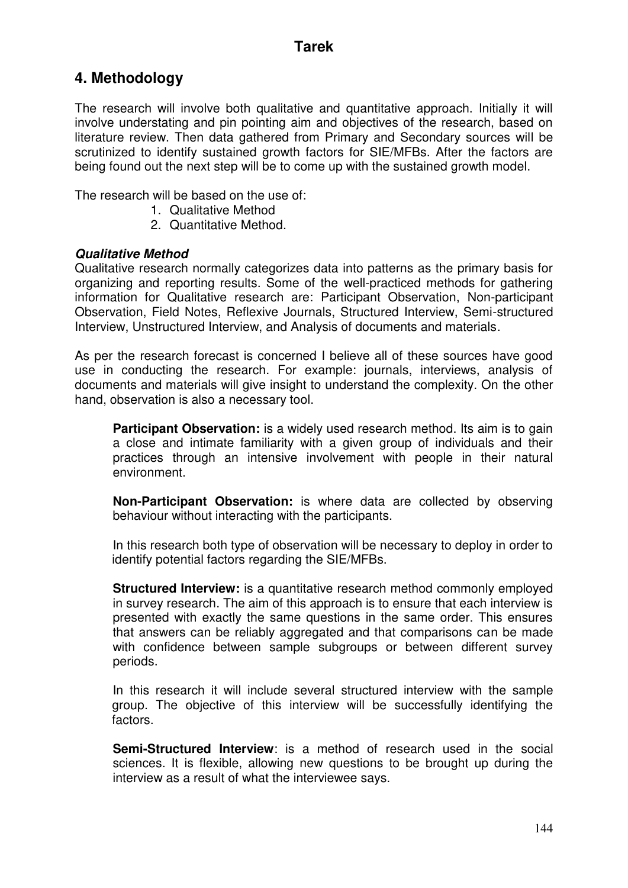## 4. Methodology

The research will involve both qualitative and quantitative approach. Initially it will involve understating and pin pointing aim and objectives of the research, based on literature review. Then data gathered from Primary and Secondary sources will be scrutinized to identify sustained growth factors for SIE/MFBs. After the factors are being found out the next step will be to come up with the sustained growth model.

The research will be based on the use of:

1. Qualitative Method
2. Quantitative Method.

***Qualitative Method***

Qualitative research normally categorizes data into patterns as the primary basis for organizing and reporting results. Some of the well-practiced methods for gathering information for Qualitative research are: Participant Observation, Non-participant Observation, Field Notes, Reflexive Journals, Structured Interview, Semi-structured Interview, Unstructured Interview, and Analysis of documents and materials.

As per the research forecast is concerned I believe all of these sources have good use in conducting the research. For example: journals, interviews, analysis of documents and materials will give insight to understand the complexity. On the other hand, observation is also a necessary tool.

**Participant Observation:** is a widely used research method. Its aim is to gain a close and intimate familiarity with a given group of individuals and their practices through an intensive involvement with people in their natural environment.

**Non-Participant Observation:** is where data are collected by observing behaviour without interacting with the participants.

In this research both type of observation will be necessary to deploy in order to identify potential factors regarding the SIE/MFBs.

**Structured Interview:** is a quantitative research method commonly employed in survey research. The aim of this approach is to ensure that each interview is presented with exactly the same questions in the same order. This ensures that answers can be reliably aggregated and that comparisons can be made with confidence between sample subgroups or between different survey periods.

In this research it will include several structured interview with the sample group. The objective of this interview will be successfully identifying the factors.

**Semi-Structured Interview**: is a method of research used in the social sciences. It is flexible, allowing new questions to be brought up during the interview as a result of what the interviewee says.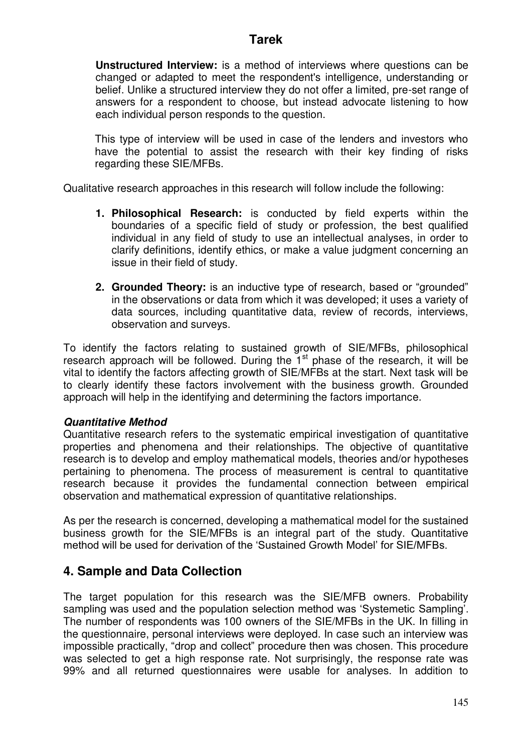**Unstructured Interview:** is a method of interviews where questions can be changed or adapted to meet the respondent's intelligence, understanding or belief. Unlike a structured interview they do not offer a limited, pre-set range of answers for a respondent to choose, but instead advocate listening to how each individual person responds to the question.

This type of interview will be used in case of the lenders and investors who have the potential to assist the research with their key finding of risks regarding these SIE/MFBs.

Qualitative research approaches in this research will follow include the following:

1. **Philosophical Research:** is conducted by field experts within the boundaries of a specific field of study or profession, the best qualified individual in any field of study to use an intellectual analyses, in order to clarify definitions, identify ethics, or make a value judgment concerning an issue in their field of study.

2. **Grounded Theory:** is an inductive type of research, based or "grounded" in the observations or data from which it was developed; it uses a variety of data sources, including quantitative data, review of records, interviews, observation and surveys.

To identify the factors relating to sustained growth of SIE/MFBs, philosophical research approach will be followed. During the 1st phase of the research, it will be vital to identify the factors affecting growth of SIE/MFBs at the start. Next task will be to clearly identify these factors involvement with the business growth. Grounded approach will help in the identifying and determining the factors importance.

***Quantitative Method***

Quantitative research refers to the systematic empirical investigation of quantitative properties and phenomena and their relationships. The objective of quantitative research is to develop and employ mathematical models, theories and/or hypotheses pertaining to phenomena. The process of measurement is central to quantitative research because it provides the fundamental connection between empirical observation and mathematical expression of quantitative relationships.

As per the research is concerned, developing a mathematical model for the sustained business growth for the SIE/MFBs is an integral part of the study. Quantitative method will be used for derivation of the 'Sustained Growth Model' for SIE/MFBs.

## 4. Sample and Data Collection

The target population for this research was the SIE/MFB owners. Probability sampling was used and the population selection method was 'Systemetic Sampling'. The number of respondents was 100 owners of the SIE/MFBs in the UK. In filling in the questionnaire, personal interviews were deployed. In case such an interview was impossible practically, "drop and collect" procedure then was chosen. This procedure was selected to get a high response rate. Not surprisingly, the response rate was 99% and all returned questionnaires were usable for analyses. In addition to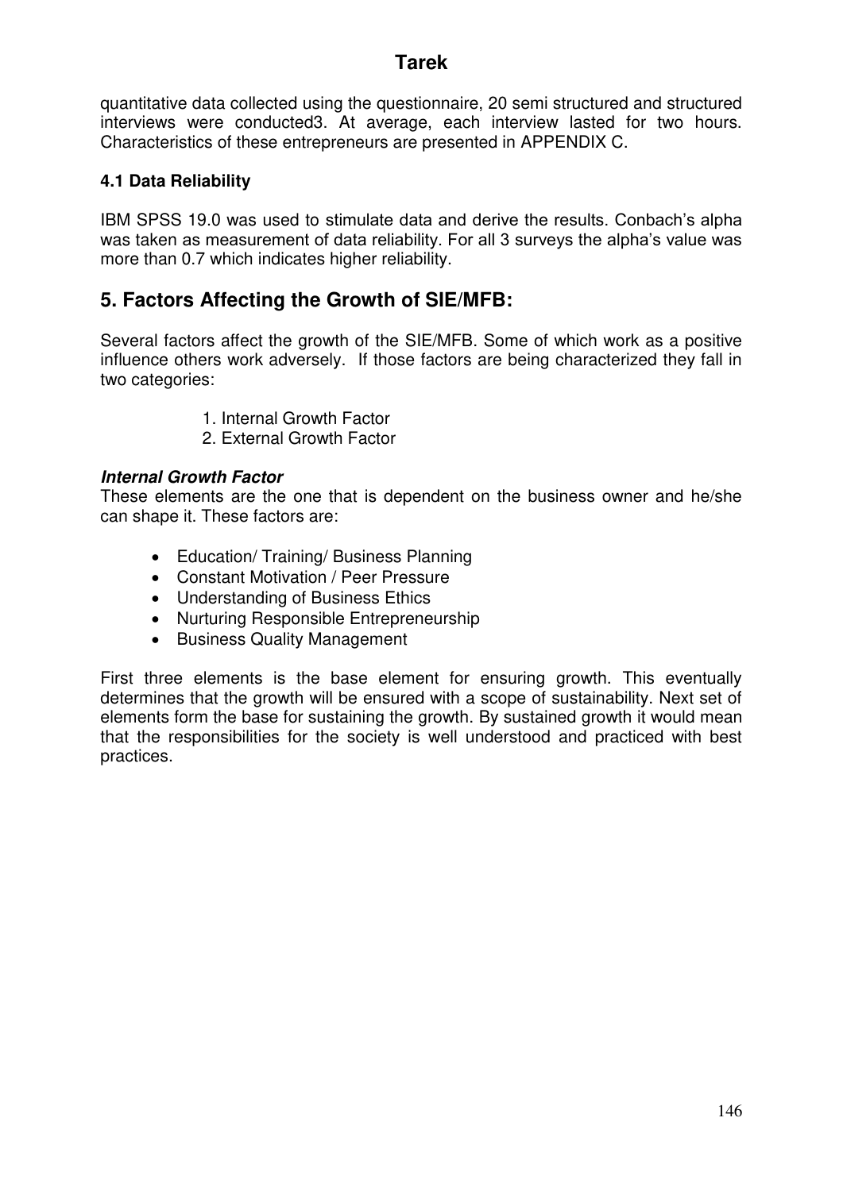quantitative data collected using the questionnaire, 20 semi structured and structured interviews were conducted3. At average, each interview lasted for two hours. Characteristics of these entrepreneurs are presented in APPENDIX C.

### 4.1 Data Reliability

IBM SPSS 19.0 was used to stimulate data and derive the results. Conbach's alpha was taken as measurement of data reliability. For all 3 surveys the alpha's value was more than 0.7 which indicates higher reliability.

## 5. Factors Affecting the Growth of SIE/MFB:

Several factors affect the growth of the SIE/MFB. Some of which work as a positive influence others work adversely. If those factors are being characterized they fall in two categories:

1. Internal Growth Factor
2. External Growth Factor

***Internal Growth Factor***

These elements are the one that is dependent on the business owner and he/she can shape it. These factors are:

- Education/ Training/ Business Planning
- Constant Motivation / Peer Pressure
- Understanding of Business Ethics
- Nurturing Responsible Entrepreneurship
- Business Quality Management

First three elements is the base element for ensuring growth. This eventually determines that the growth will be ensured with a scope of sustainability. Next set of elements form the base for sustaining the growth. By sustained growth it would mean that the responsibilities for the society is well understood and practiced with best practices.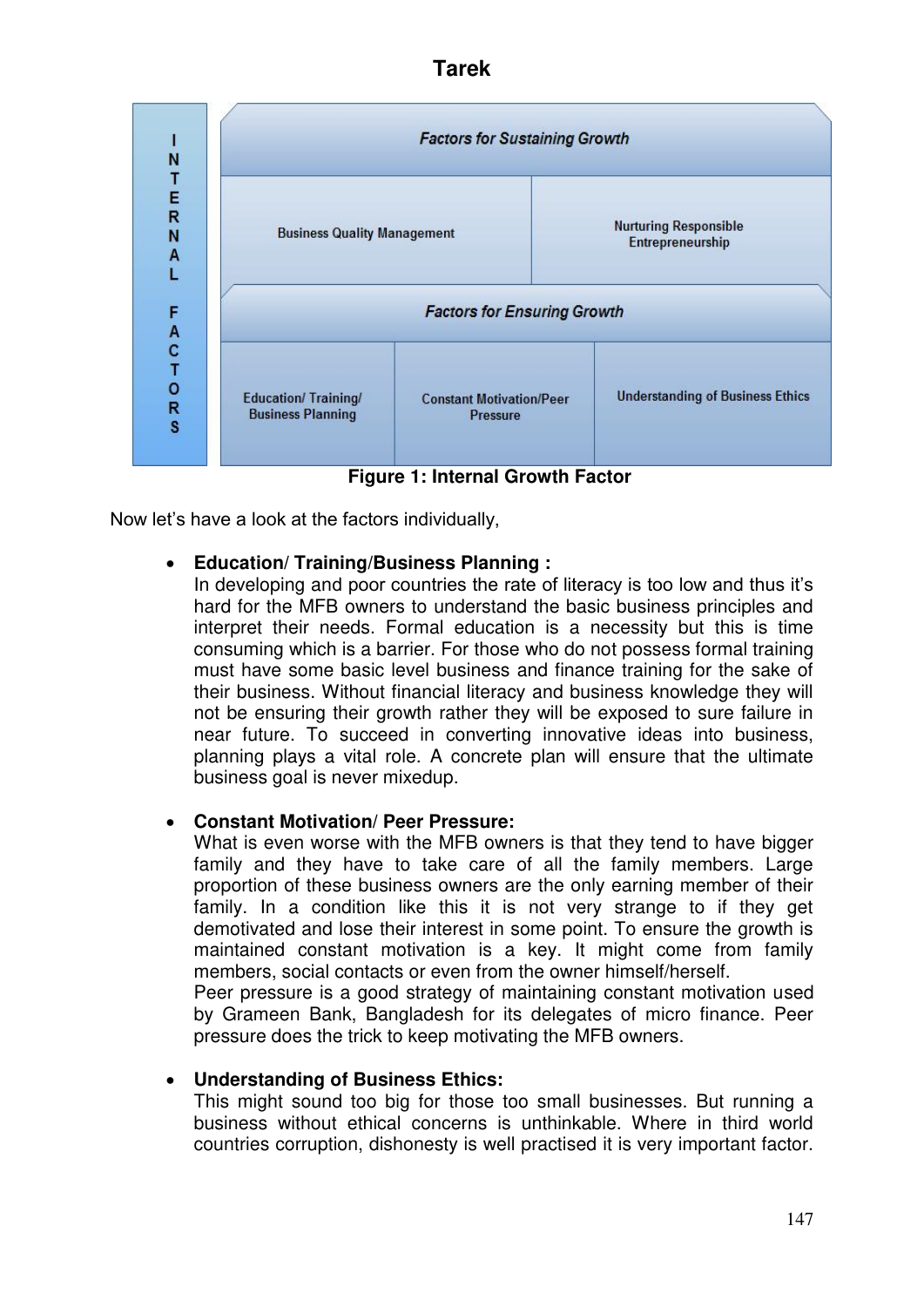| INTERNAL FACTORS | *Factors for Sustaining Growth* | | |
|---|---|---|---|
| | Business Quality Management | Nurturing Responsible Entrepreneurship | |
| | *Factors for Ensuring Growth* | | |
| | Education/ Training/ Business Planning | Constant Motivation/Peer Pressure | Understanding of Business Ethics |

**Figure 1: Internal Growth Factor**

Now let's have a look at the factors individually,

- **Education/ Training/Business Planning :**
  In developing and poor countries the rate of literacy is too low and thus it's hard for the MFB owners to understand the basic business principles and interpret their needs. Formal education is a necessity but this is time consuming which is a barrier. For those who do not possess formal training must have some basic level business and finance training for the sake of their business. Without financial literacy and business knowledge they will not be ensuring their growth rather they will be exposed to sure failure in near future. To succeed in converting innovative ideas into business, planning plays a vital role. A concrete plan will ensure that the ultimate business goal is never mixedup.

- **Constant Motivation/ Peer Pressure:**
  What is even worse with the MFB owners is that they tend to have bigger family and they have to take care of all the family members. Large proportion of these business owners are the only earning member of their family. In a condition like this it is not very strange to if they get demotivated and lose their interest in some point. To ensure the growth is maintained constant motivation is a key. It might come from family members, social contacts or even from the owner himself/herself.
  Peer pressure is a good strategy of maintaining constant motivation used by Grameen Bank, Bangladesh for its delegates of micro finance. Peer pressure does the trick to keep motivating the MFB owners.

- **Understanding of Business Ethics:**
  This might sound too big for those too small businesses. But running a business without ethical concerns is unthinkable. Where in third world countries corruption, dishonesty is well practised it is very important factor.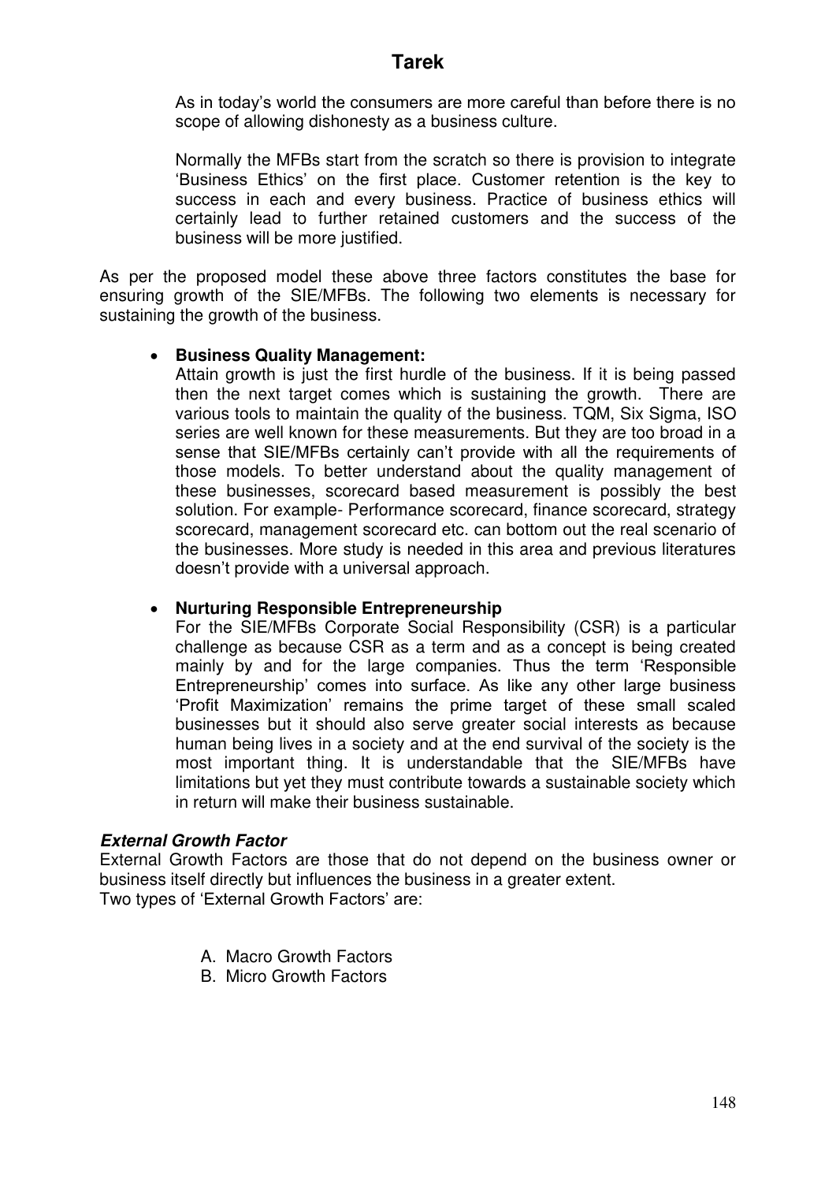As in today's world the consumers are more careful than before there is no scope of allowing dishonesty as a business culture.

Normally the MFBs start from the scratch so there is provision to integrate 'Business Ethics' on the first place. Customer retention is the key to success in each and every business. Practice of business ethics will certainly lead to further retained customers and the success of the business will be more justified.

As per the proposed model these above three factors constitutes the base for ensuring growth of the SIE/MFBs. The following two elements is necessary for sustaining the growth of the business.

- **Business Quality Management:**
  Attain growth is just the first hurdle of the business. If it is being passed then the next target comes which is sustaining the growth. There are various tools to maintain the quality of the business. TQM, Six Sigma, ISO series are well known for these measurements. But they are too broad in a sense that SIE/MFBs certainly can't provide with all the requirements of those models. To better understand about the quality management of these businesses, scorecard based measurement is possibly the best solution. For example- Performance scorecard, finance scorecard, strategy scorecard, management scorecard etc. can bottom out the real scenario of the businesses. More study is needed in this area and previous literatures doesn't provide with a universal approach.

- **Nurturing Responsible Entrepreneurship**
  For the SIE/MFBs Corporate Social Responsibility (CSR) is a particular challenge as because CSR as a term and as a concept is being created mainly by and for the large companies. Thus the term 'Responsible Entrepreneurship' comes into surface. As like any other large business 'Profit Maximization' remains the prime target of these small scaled businesses but it should also serve greater social interests as because human being lives in a society and at the end survival of the society is the most important thing. It is understandable that the SIE/MFBs have limitations but yet they must contribute towards a sustainable society which in return will make their business sustainable.

***External Growth Factor***

External Growth Factors are those that do not depend on the business owner or business itself directly but influences the business in a greater extent.
Two types of 'External Growth Factors' are:

A. Macro Growth Factors
B. Micro Growth Factors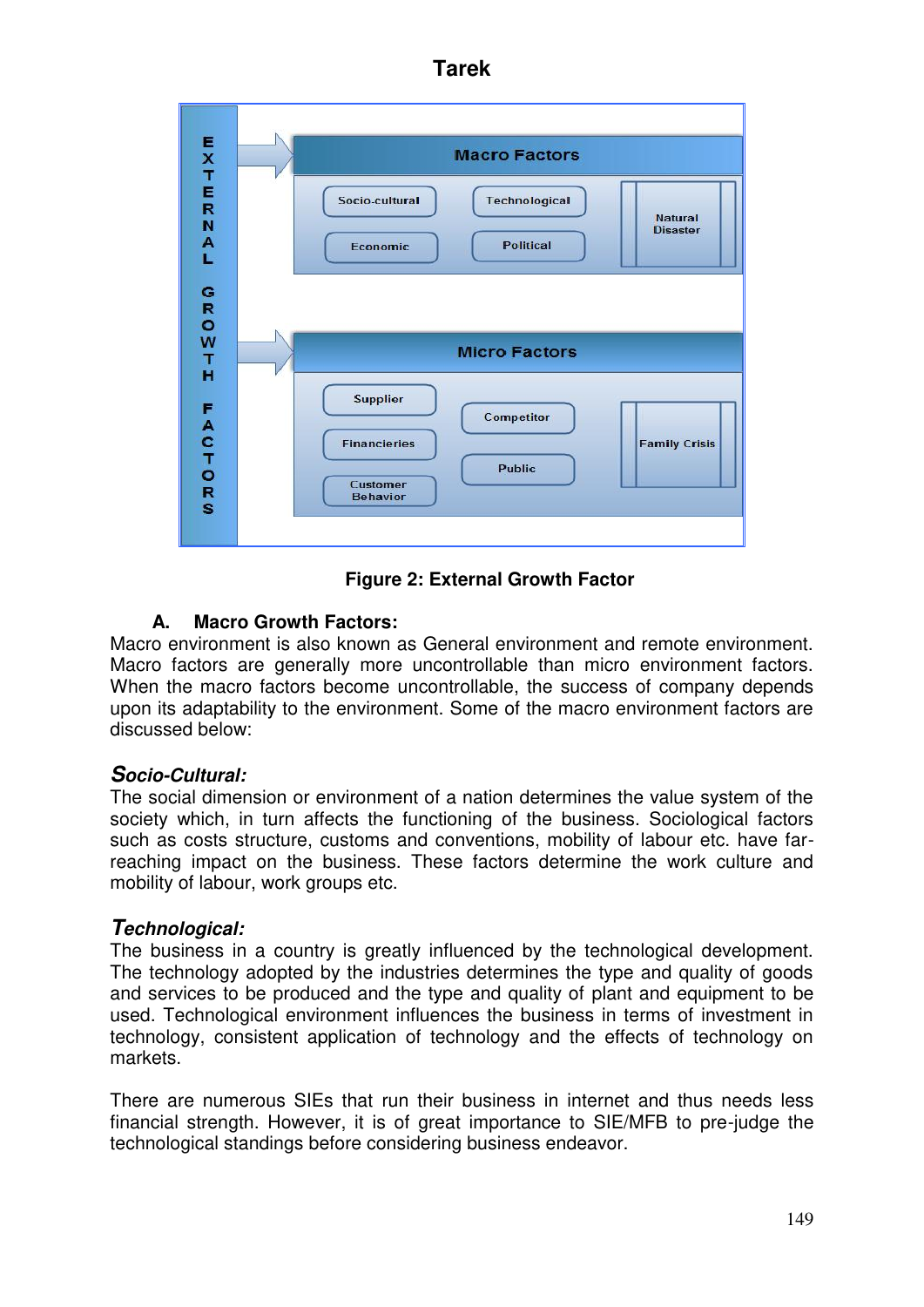**Figure 2: External Growth Factor**

### A. Macro Growth Factors:

Macro environment is also known as General environment and remote environment. Macro factors are generally more uncontrollable than micro environment factors. When the macro factors become uncontrollable, the success of company depends upon its adaptability to the environment. Some of the macro environment factors are discussed below:

#### *Socio-Cultural:*

The social dimension or environment of a nation determines the value system of the society which, in turn affects the functioning of the business. Sociological factors such as costs structure, customs and conventions, mobility of labour etc. have far-reaching impact on the business. These factors determine the work culture and mobility of labour, work groups etc.

#### *Technological:*

The business in a country is greatly influenced by the technological development. The technology adopted by the industries determines the type and quality of goods and services to be produced and the type and quality of plant and equipment to be used. Technological environment influences the business in terms of investment in technology, consistent application of technology and the effects of technology on markets.

There are numerous SIEs that run their business in internet and thus needs less financial strength. However, it is of great importance to SIE/MFB to pre-judge the technological standings before considering business endeavor.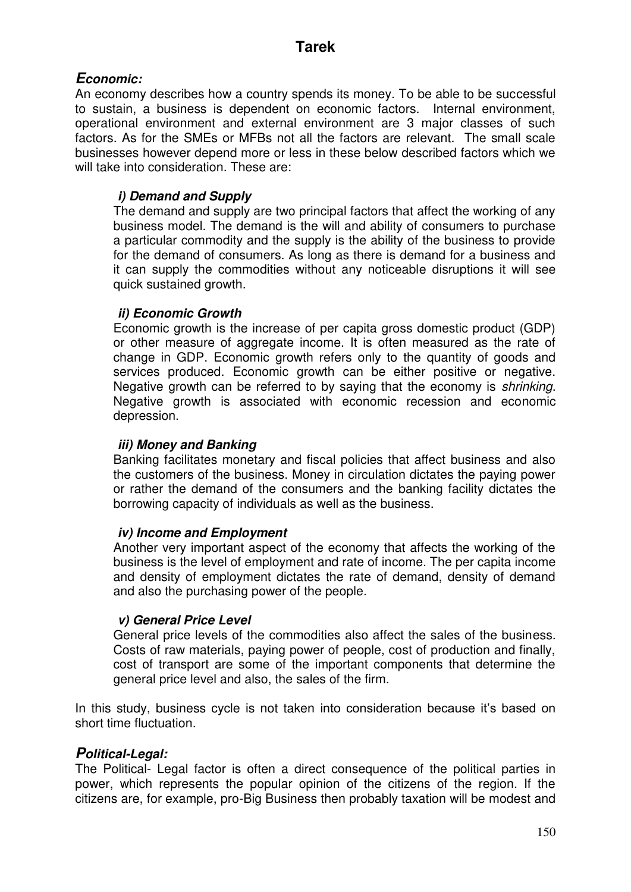### *Economic:*

An economy describes how a country spends its money. To be able to be successful to sustain, a business is dependent on economic factors. Internal environment, operational environment and external environment are 3 major classes of such factors. As for the SMEs or MFBs not all the factors are relevant. The small scale businesses however depend more or less in these below described factors which we will take into consideration. These are:

***i) Demand and Supply***

The demand and supply are two principal factors that affect the working of any business model. The demand is the will and ability of consumers to purchase a particular commodity and the supply is the ability of the business to provide for the demand of consumers. As long as there is demand for a business and it can supply the commodities without any noticeable disruptions it will see quick sustained growth.

***ii) Economic Growth***

Economic growth is the increase of per capita gross domestic product (GDP) or other measure of aggregate income. It is often measured as the rate of change in GDP. Economic growth refers only to the quantity of goods and services produced. Economic growth can be either positive or negative. Negative growth can be referred to by saying that the economy is *shrinking*. Negative growth is associated with economic recession and economic depression.

***iii) Money and Banking***

Banking facilitates monetary and fiscal policies that affect business and also the customers of the business. Money in circulation dictates the paying power or rather the demand of the consumers and the banking facility dictates the borrowing capacity of individuals as well as the business.

***iv) Income and Employment***

Another very important aspect of the economy that affects the working of the business is the level of employment and rate of income. The per capita income and density of employment dictates the rate of demand, density of demand and also the purchasing power of the people.

***v) General Price Level***

General price levels of the commodities also affect the sales of the business. Costs of raw materials, paying power of people, cost of production and finally, cost of transport are some of the important components that determine the general price level and also, the sales of the firm.

In this study, business cycle is not taken into consideration because it's based on short time fluctuation.

### *Political-Legal:*

The Political- Legal factor is often a direct consequence of the political parties in power, which represents the popular opinion of the citizens of the region. If the citizens are, for example, pro-Big Business then probably taxation will be modest and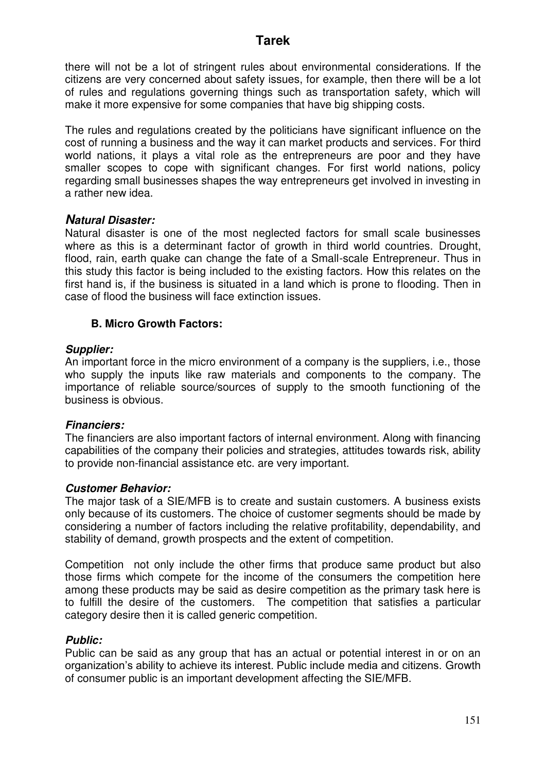there will not be a lot of stringent rules about environmental considerations. If the citizens are very concerned about safety issues, for example, then there will be a lot of rules and regulations governing things such as transportation safety, which will make it more expensive for some companies that have big shipping costs.

The rules and regulations created by the politicians have significant influence on the cost of running a business and the way it can market products and services. For third world nations, it plays a vital role as the entrepreneurs are poor and they have smaller scopes to cope with significant changes. For first world nations, policy regarding small businesses shapes the way entrepreneurs get involved in investing in a rather new idea.

***Natural Disaster:***

Natural disaster is one of the most neglected factors for small scale businesses where as this is a determinant factor of growth in third world countries. Drought, flood, rain, earth quake can change the fate of a Small-scale Entrepreneur. Thus in this study this factor is being included to the existing factors. How this relates on the first hand is, if the business is situated in a land which is prone to flooding. Then in case of flood the business will face extinction issues.

**B. Micro Growth Factors:**

***Supplier:***

An important force in the micro environment of a company is the suppliers, i.e., those who supply the inputs like raw materials and components to the company. The importance of reliable source/sources of supply to the smooth functioning of the business is obvious.

***Financiers:***

The financiers are also important factors of internal environment. Along with financing capabilities of the company their policies and strategies, attitudes towards risk, ability to provide non-financial assistance etc. are very important.

***Customer Behavior:***

The major task of a SIE/MFB is to create and sustain customers. A business exists only because of its customers. The choice of customer segments should be made by considering a number of factors including the relative profitability, dependability, and stability of demand, growth prospects and the extent of competition.

Competition not only include the other firms that produce same product but also those firms which compete for the income of the consumers the competition here among these products may be said as desire competition as the primary task here is to fulfill the desire of the customers. The competition that satisfies a particular category desire then it is called generic competition.

***Public:***

Public can be said as any group that has an actual or potential interest in or on an organization's ability to achieve its interest. Public include media and citizens. Growth of consumer public is an important development affecting the SIE/MFB.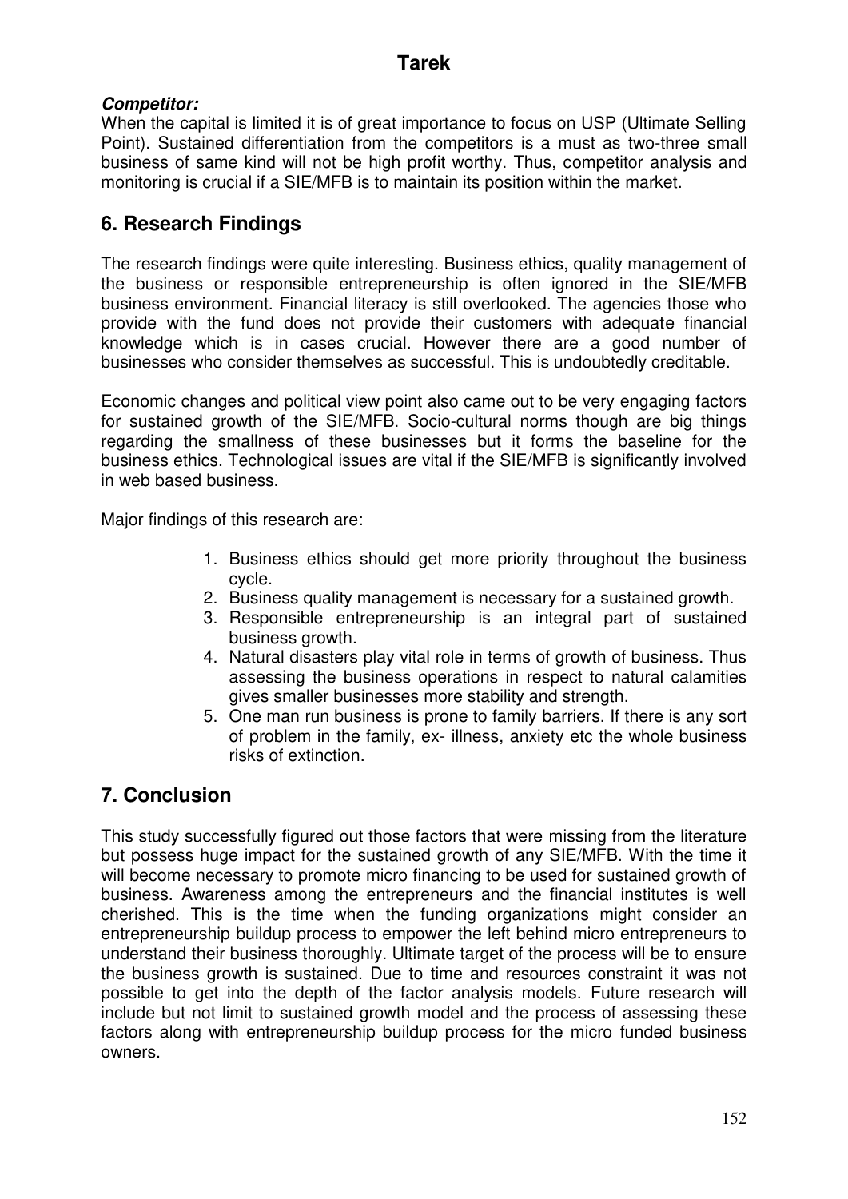***Competitor:***
When the capital is limited it is of great importance to focus on USP (Ultimate Selling Point). Sustained differentiation from the competitors is a must as two-three small business of same kind will not be high profit worthy. Thus, competitor analysis and monitoring is crucial if a SIE/MFB is to maintain its position within the market.

## 6. Research Findings

The research findings were quite interesting. Business ethics, quality management of the business or responsible entrepreneurship is often ignored in the SIE/MFB business environment. Financial literacy is still overlooked. The agencies those who provide with the fund does not provide their customers with adequate financial knowledge which is in cases crucial. However there are a good number of businesses who consider themselves as successful. This is undoubtedly creditable.

Economic changes and political view point also came out to be very engaging factors for sustained growth of the SIE/MFB. Socio-cultural norms though are big things regarding the smallness of these businesses but it forms the baseline for the business ethics. Technological issues are vital if the SIE/MFB is significantly involved in web based business.

Major findings of this research are:

1. Business ethics should get more priority throughout the business cycle.
2. Business quality management is necessary for a sustained growth.
3. Responsible entrepreneurship is an integral part of sustained business growth.
4. Natural disasters play vital role in terms of growth of business. Thus assessing the business operations in respect to natural calamities gives smaller businesses more stability and strength.
5. One man run business is prone to family barriers. If there is any sort of problem in the family, ex- illness, anxiety etc the whole business risks of extinction.

## 7. Conclusion

This study successfully figured out those factors that were missing from the literature but possess huge impact for the sustained growth of any SIE/MFB. With the time it will become necessary to promote micro financing to be used for sustained growth of business. Awareness among the entrepreneurs and the financial institutes is well cherished. This is the time when the funding organizations might consider an entrepreneurship buildup process to empower the left behind micro entrepreneurs to understand their business thoroughly. Ultimate target of the process will be to ensure the business growth is sustained. Due to time and resources constraint it was not possible to get into the depth of the factor analysis models. Future research will include but not limit to sustained growth model and the process of assessing these factors along with entrepreneurship buildup process for the micro funded business owners.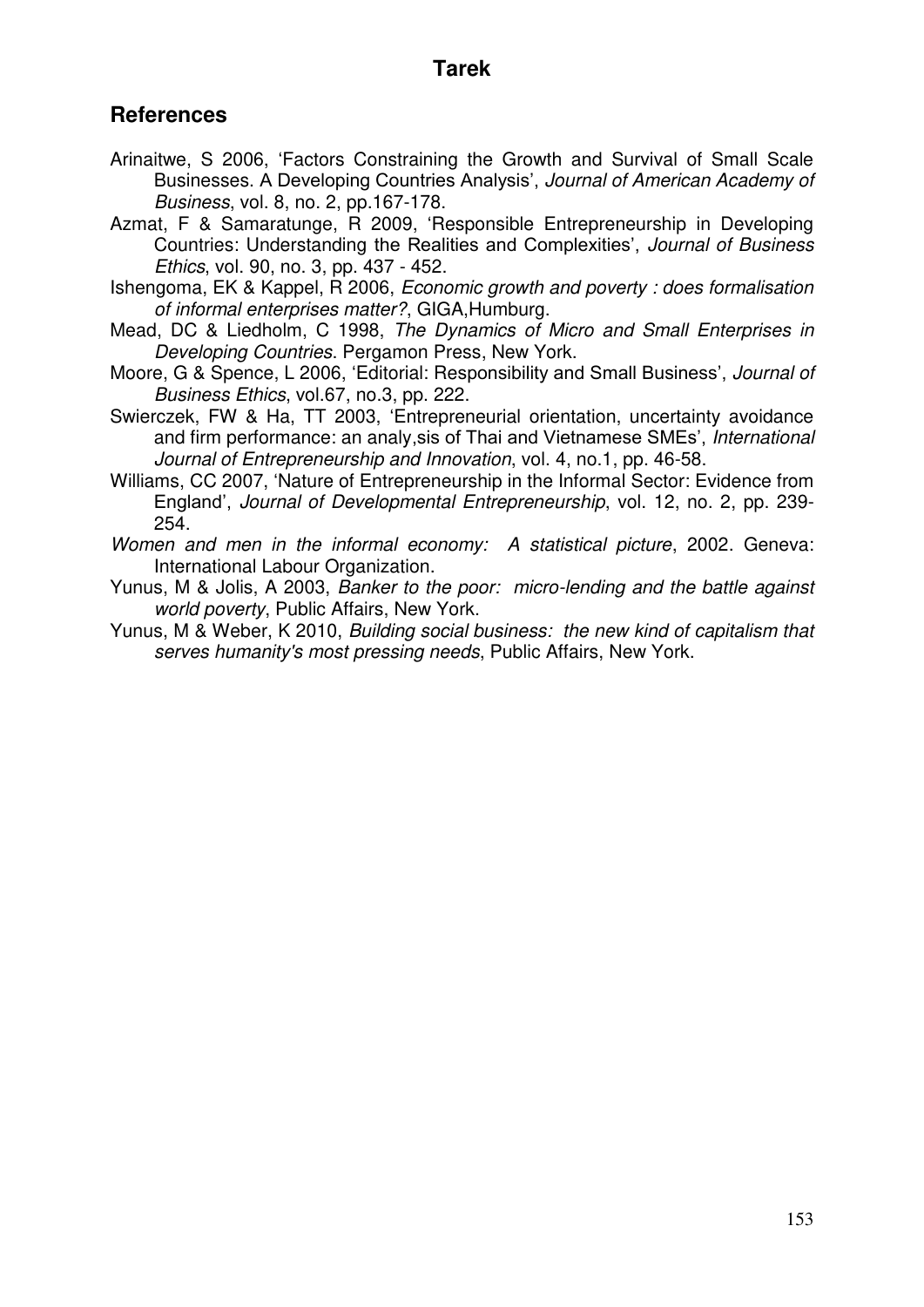## References

Arinaitwe, S 2006, 'Factors Constraining the Growth and Survival of Small Scale Businesses. A Developing Countries Analysis', *Journal of American Academy of Business*, vol. 8, no. 2, pp.167-178.

Azmat, F & Samaratunge, R 2009, 'Responsible Entrepreneurship in Developing Countries: Understanding the Realities and Complexities', *Journal of Business Ethics*, vol. 90, no. 3, pp. 437 - 452.

Ishengoma, EK & Kappel, R 2006, *Economic growth and poverty : does formalisation of informal enterprises matter?*, GIGA,Humburg.

Mead, DC & Liedholm, C 1998, *The Dynamics of Micro and Small Enterprises in Developing Countries*. Pergamon Press, New York.

Moore, G & Spence, L 2006, 'Editorial: Responsibility and Small Business', *Journal of Business Ethics*, vol.67, no.3, pp. 222.

Swierczek, FW & Ha, TT 2003, 'Entrepreneurial orientation, uncertainty avoidance and firm performance: an analy,sis of Thai and Vietnamese SMEs', *International Journal of Entrepreneurship and Innovation*, vol. 4, no.1, pp. 46-58.

Williams, CC 2007, 'Nature of Entrepreneurship in the Informal Sector: Evidence from England', *Journal of Developmental Entrepreneurship*, vol. 12, no. 2, pp. 239-254.

*Women and men in the informal economy: A statistical picture*, 2002. Geneva: International Labour Organization.

Yunus, M & Jolis, A 2003, *Banker to the poor: micro-lending and the battle against world poverty*, Public Affairs, New York.

Yunus, M & Weber, K 2010, *Building social business: the new kind of capitalism that serves humanity's most pressing needs*, Public Affairs, New York.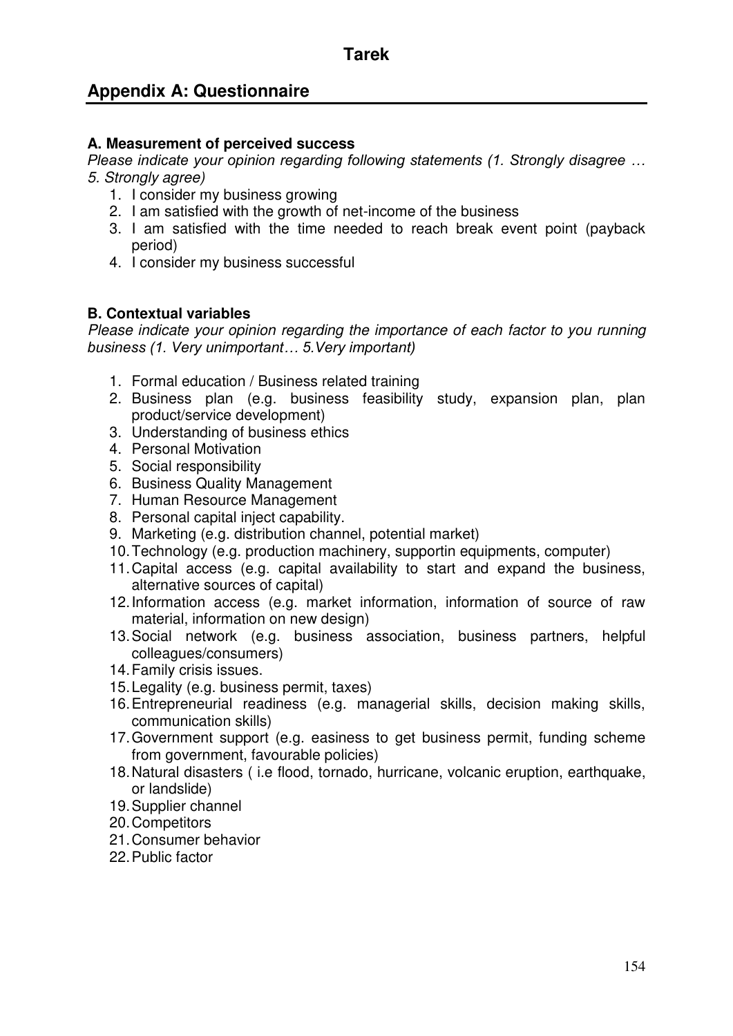## Appendix A: Questionnaire

**A. Measurement of perceived success**

*Please indicate your opinion regarding following statements (1. Strongly disagree … 5. Strongly agree)*

1. I consider my business growing
2. I am satisfied with the growth of net-income of the business
3. I am satisfied with the time needed to reach break event point (payback period)
4. I consider my business successful

**B. Contextual variables**

*Please indicate your opinion regarding the importance of each factor to you running business (1. Very unimportant… 5.Very important)*

1. Formal education / Business related training
2. Business plan (e.g. business feasibility study, expansion plan, plan product/service development)
3. Understanding of business ethics
4. Personal Motivation
5. Social responsibility
6. Business Quality Management
7. Human Resource Management
8. Personal capital inject capability.
9. Marketing (e.g. distribution channel, potential market)
10. Technology (e.g. production machinery, supportin equipments, computer)
11. Capital access (e.g. capital availability to start and expand the business, alternative sources of capital)
12. Information access (e.g. market information, information of source of raw material, information on new design)
13. Social network (e.g. business association, business partners, helpful colleagues/consumers)
14. Family crisis issues.
15. Legality (e.g. business permit, taxes)
16. Entrepreneurial readiness (e.g. managerial skills, decision making skills, communication skills)
17. Government support (e.g. easiness to get business permit, funding scheme from government, favourable policies)
18. Natural disasters ( i.e flood, tornado, hurricane, volcanic eruption, earthquake, or landslide)
19. Supplier channel
20. Competitors
21. Consumer behavior
22. Public factor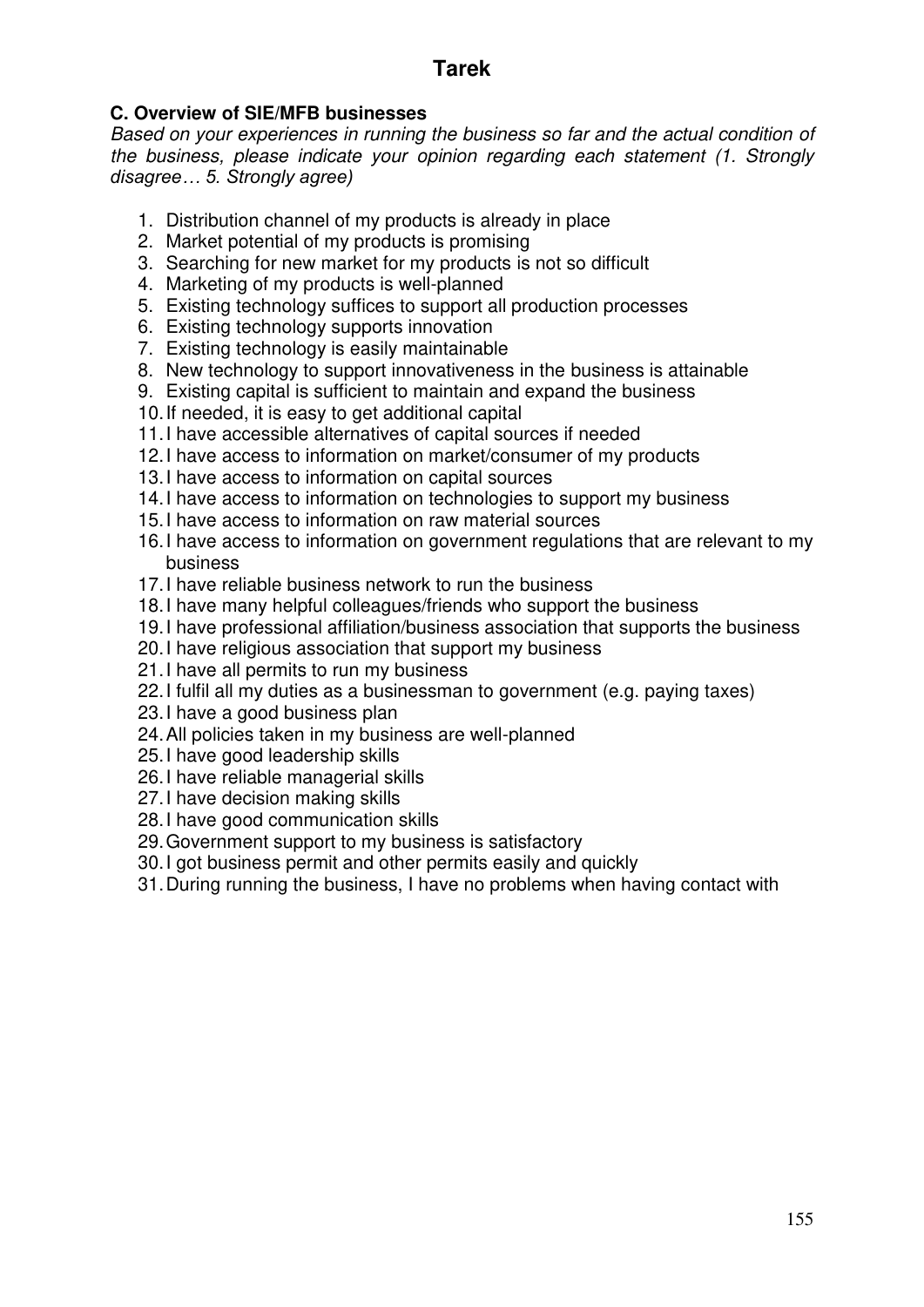# Tarek

**C. Overview of SIE/MFB businesses**

*Based on your experiences in running the business so far and the actual condition of the business, please indicate your opinion regarding each statement (1. Strongly disagree… 5. Strongly agree)*

1. Distribution channel of my products is already in place
2. Market potential of my products is promising
3. Searching for new market for my products is not so difficult
4. Marketing of my products is well-planned
5. Existing technology suffices to support all production processes
6. Existing technology supports innovation
7. Existing technology is easily maintainable
8. New technology to support innovativeness in the business is attainable
9. Existing capital is sufficient to maintain and expand the business
10. If needed, it is easy to get additional capital
11. I have accessible alternatives of capital sources if needed
12. I have access to information on market/consumer of my products
13. I have access to information on capital sources
14. I have access to information on technologies to support my business
15. I have access to information on raw material sources
16. I have access to information on government regulations that are relevant to my business
17. I have reliable business network to run the business
18. I have many helpful colleagues/friends who support the business
19. I have professional affiliation/business association that supports the business
20. I have religious association that support my business
21. I have all permits to run my business
22. I fulfil all my duties as a businessman to government (e.g. paying taxes)
23. I have a good business plan
24. All policies taken in my business are well-planned
25. I have good leadership skills
26. I have reliable managerial skills
27. I have decision making skills
28. I have good communication skills
29. Government support to my business is satisfactory
30. I got business permit and other permits easily and quickly
31. During running the business, I have no problems when having contact with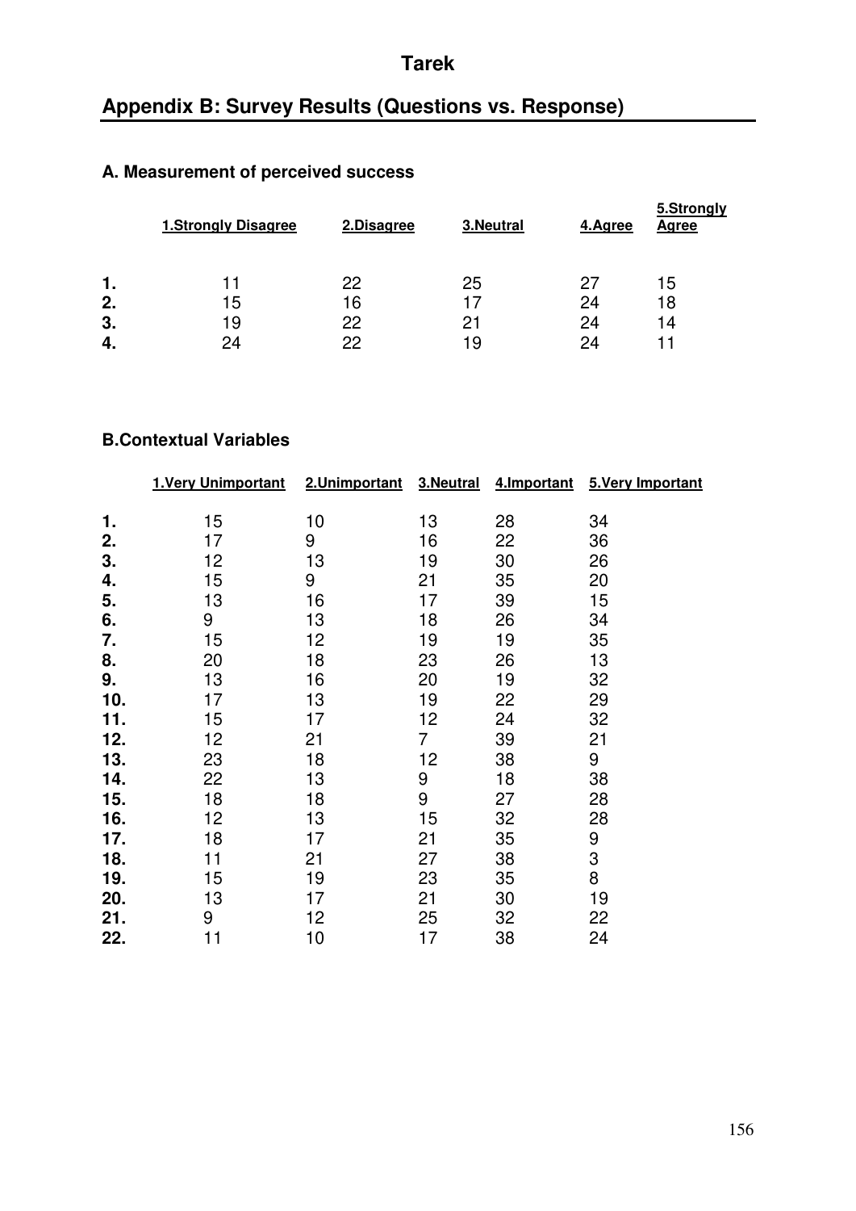## Appendix B: Survey Results (Questions vs. Response)

### A. Measurement of perceived success

| | 1.Strongly Disagree | 2.Disagree | 3.Neutral | 4.Agree | 5.Strongly Agree |
|---|---|---|---|---|---|
| **1.** | 11 | 22 | 25 | 27 | 15 |
| **2.** | 15 | 16 | 17 | 24 | 18 |
| **3.** | 19 | 22 | 21 | 24 | 14 |
| **4.** | 24 | 22 | 19 | 24 | 11 |

### B.Contextual Variables

| | 1.Very Unimportant | 2.Unimportant | 3.Neutral | 4.Important | 5.Very Important |
|---|---|---|---|---|---|
| **1.** | 15 | 10 | 13 | 28 | 34 |
| **2.** | 17 | 9 | 16 | 22 | 36 |
| **3.** | 12 | 13 | 19 | 30 | 26 |
| **4.** | 15 | 9 | 21 | 35 | 20 |
| **5.** | 13 | 16 | 17 | 39 | 15 |
| **6.** | 9 | 13 | 18 | 26 | 34 |
| **7.** | 15 | 12 | 19 | 19 | 35 |
| **8.** | 20 | 18 | 23 | 26 | 13 |
| **9.** | 13 | 16 | 20 | 19 | 32 |
| **10.** | 17 | 13 | 19 | 22 | 29 |
| **11.** | 15 | 17 | 12 | 24 | 32 |
| **12.** | 12 | 21 | 7 | 39 | 21 |
| **13.** | 23 | 18 | 12 | 38 | 9 |
| **14.** | 22 | 13 | 9 | 18 | 38 |
| **15.** | 18 | 18 | 9 | 27 | 28 |
| **16.** | 12 | 13 | 15 | 32 | 28 |
| **17.** | 18 | 17 | 21 | 35 | 9 |
| **18.** | 11 | 21 | 27 | 38 | 3 |
| **19.** | 15 | 19 | 23 | 35 | 8 |
| **20.** | 13 | 17 | 21 | 30 | 19 |
| **21.** | 9 | 12 | 25 | 32 | 22 |
| **22.** | 11 | 10 | 17 | 38 | 24 |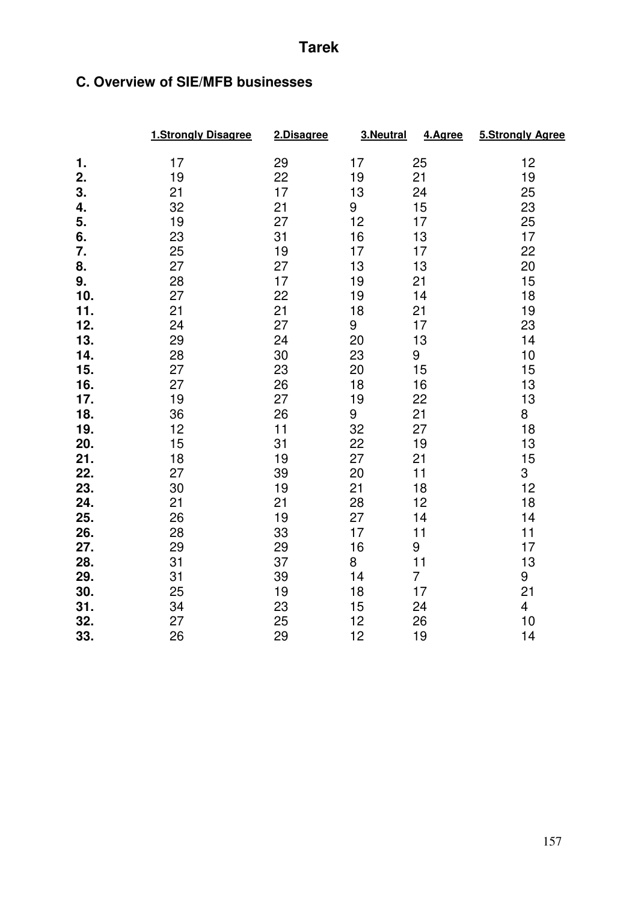## C. Overview of SIE/MFB businesses

| | 1.Strongly Disagree | 2.Disagree | 3.Neutral | 4.Agree | 5.Strongly Agree |
|---|---|---|---|---|---|
| **1.** | 17 | 29 | 17 | 25 | 12 |
| **2.** | 19 | 22 | 19 | 21 | 19 |
| **3.** | 21 | 17 | 13 | 24 | 25 |
| **4.** | 32 | 21 | 9 | 15 | 23 |
| **5.** | 19 | 27 | 12 | 17 | 25 |
| **6.** | 23 | 31 | 16 | 13 | 17 |
| **7.** | 25 | 19 | 17 | 17 | 22 |
| **8.** | 27 | 27 | 13 | 13 | 20 |
| **9.** | 28 | 17 | 19 | 21 | 15 |
| **10.** | 27 | 22 | 19 | 14 | 18 |
| **11.** | 21 | 21 | 18 | 21 | 19 |
| **12.** | 24 | 27 | 9 | 17 | 23 |
| **13.** | 29 | 24 | 20 | 13 | 14 |
| **14.** | 28 | 30 | 23 | 9 | 10 |
| **15.** | 27 | 23 | 20 | 15 | 15 |
| **16.** | 27 | 26 | 18 | 16 | 13 |
| **17.** | 19 | 27 | 19 | 22 | 13 |
| **18.** | 36 | 26 | 9 | 21 | 8 |
| **19.** | 12 | 11 | 32 | 27 | 18 |
| **20.** | 15 | 31 | 22 | 19 | 13 |
| **21.** | 18 | 19 | 27 | 21 | 15 |
| **22.** | 27 | 39 | 20 | 11 | 3 |
| **23.** | 30 | 19 | 21 | 18 | 12 |
| **24.** | 21 | 21 | 28 | 12 | 18 |
| **25.** | 26 | 19 | 27 | 14 | 14 |
| **26.** | 28 | 33 | 17 | 11 | 11 |
| **27.** | 29 | 29 | 16 | 9 | 17 |
| **28.** | 31 | 37 | 8 | 11 | 13 |
| **29.** | 31 | 39 | 14 | 7 | 9 |
| **30.** | 25 | 19 | 18 | 17 | 21 |
| **31.** | 34 | 23 | 15 | 24 | 4 |
| **32.** | 27 | 25 | 12 | 26 | 10 |
| **33.** | 26 | 29 | 12 | 19 | 14 |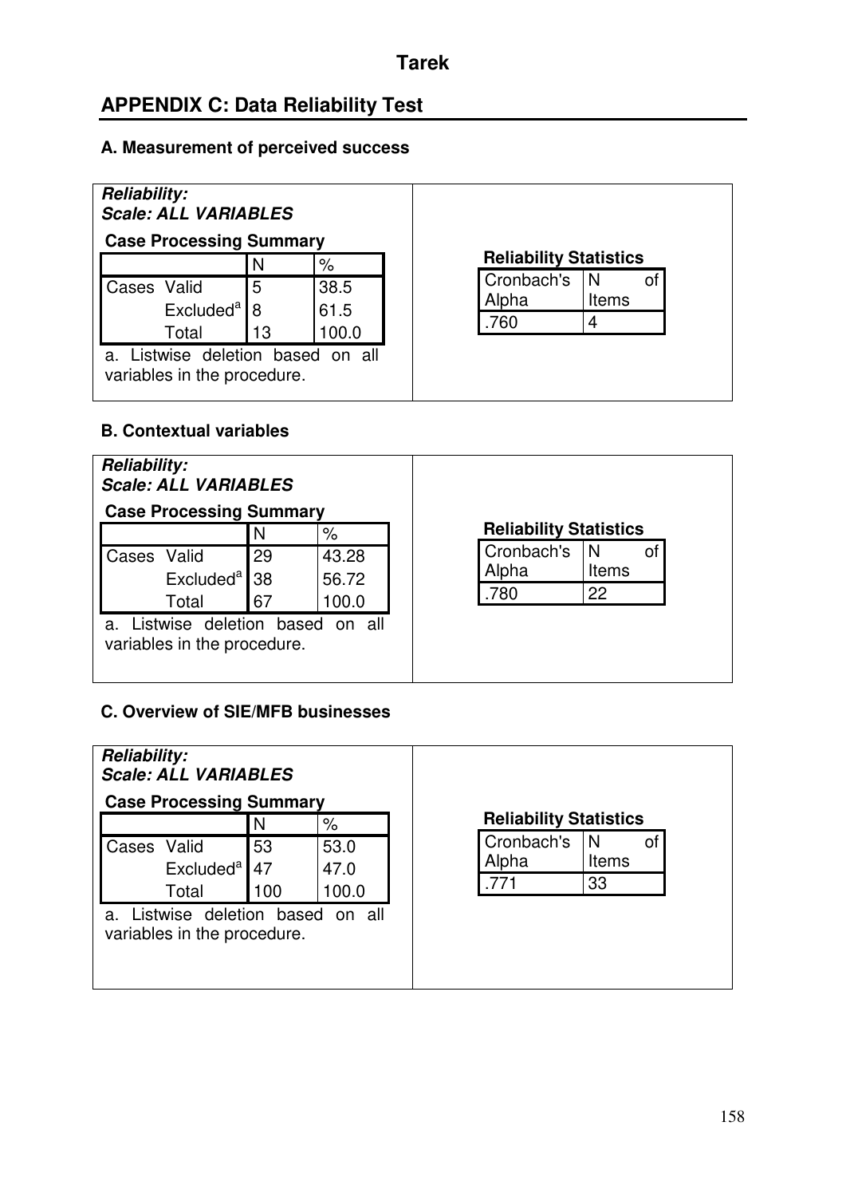## APPENDIX C: Data Reliability Test

### A. Measurement of perceived success

***Reliability:***
***Scale: ALL VARIABLES***

**Case Processing Summary**

| | | N | % |
|---|---|---|---|
| Cases | Valid | 5 | 38.5 |
| | Excluded[a] | 8 | 61.5 |
| | Total | 13 | 100.0 |

a. Listwise deletion based on all variables in the procedure.

**Reliability Statistics**

| Cronbach's Alpha | N of Items |
|---|---|
| .760 | 4 |

### B. Contextual variables

***Reliability:***
***Scale: ALL VARIABLES***

**Case Processing Summary**

| | | N | % |
|---|---|---|---|
| Cases | Valid | 29 | 43.28 |
| | Excluded[a] | 38 | 56.72 |
| | Total | 67 | 100.0 |

a. Listwise deletion based on all variables in the procedure.

**Reliability Statistics**

| Cronbach's Alpha | N of Items |
|---|---|
| .780 | 22 |

### C. Overview of SIE/MFB businesses

***Reliability:***
***Scale: ALL VARIABLES***

**Case Processing Summary**

| | | N | % |
|---|---|---|---|
| Cases | Valid | 53 | 53.0 |
| | Excluded[a] | 47 | 47.0 |
| | Total | 100 | 100.0 |

a. Listwise deletion based on all variables in the procedure.

**Reliability Statistics**

| Cronbach's Alpha | N of Items |
|---|---|
| .771 | 33 |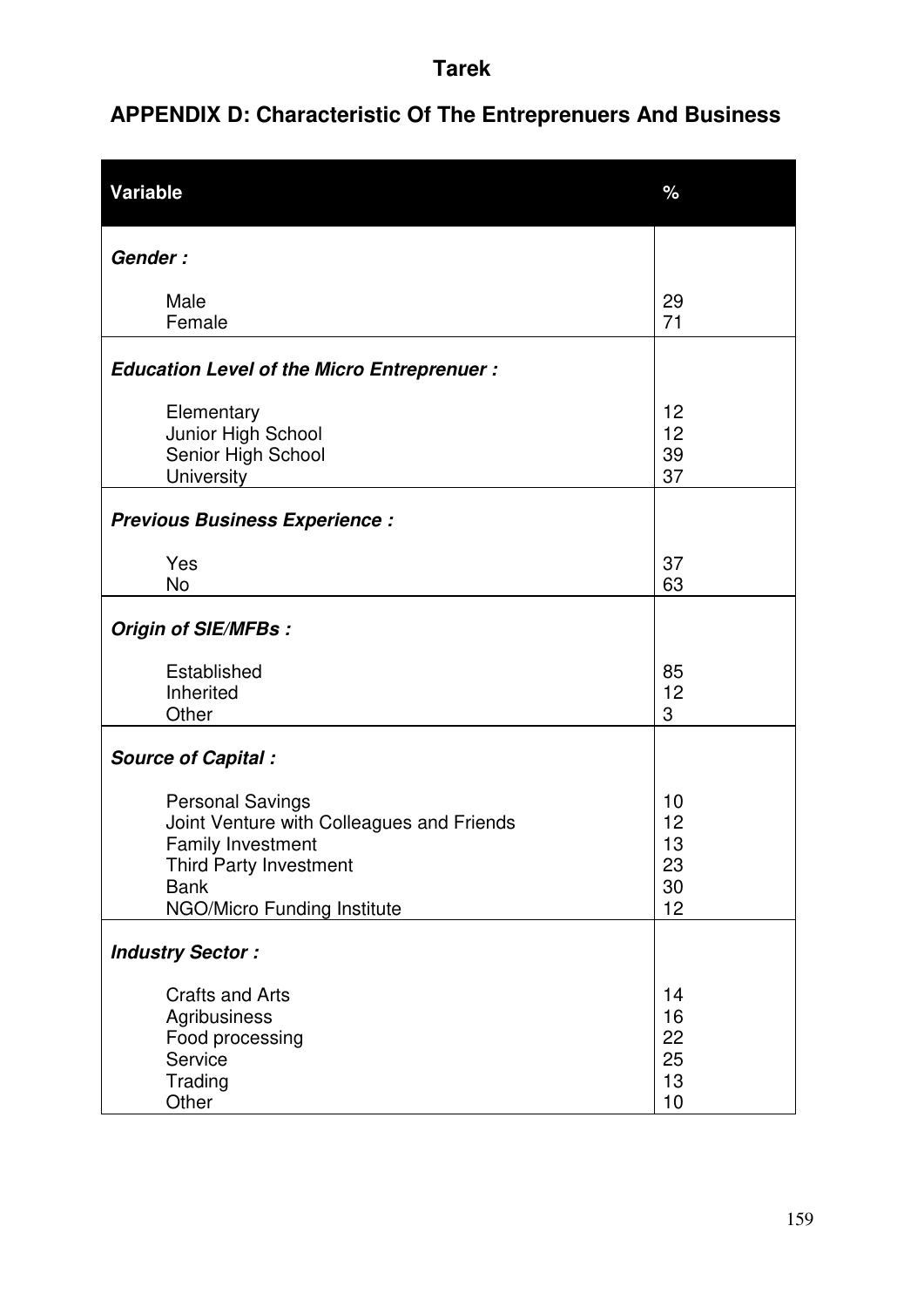## APPENDIX D: Characteristic Of The Entreprenuers And Business

| Variable | % |
|---|---|
| ***Gender :*** | |
| Male | 29 |
| Female | 71 |
| ***Education Level of the Micro Entreprenuer :*** | |
| Elementary | 12 |
| Junior High School | 12 |
| Senior High School | 39 |
| University | 37 |
| ***Previous Business Experience :*** | |
| Yes | 37 |
| No | 63 |
| ***Origin of SIE/MFBs :*** | |
| Established | 85 |
| Inherited | 12 |
| Other | 3 |
| ***Source of Capital :*** | |
| Personal Savings | 10 |
| Joint Venture with Colleagues and Friends | 12 |
| Family Investment | 13 |
| Third Party Investment | 23 |
| Bank | 30 |
| NGO/Micro Funding Institute | 12 |
| ***Industry Sector :*** | |
| Crafts and Arts | 14 |
| Agribusiness | 16 |
| Food processing | 22 |
| Service | 25 |
| Trading | 13 |
| Other | 10 |